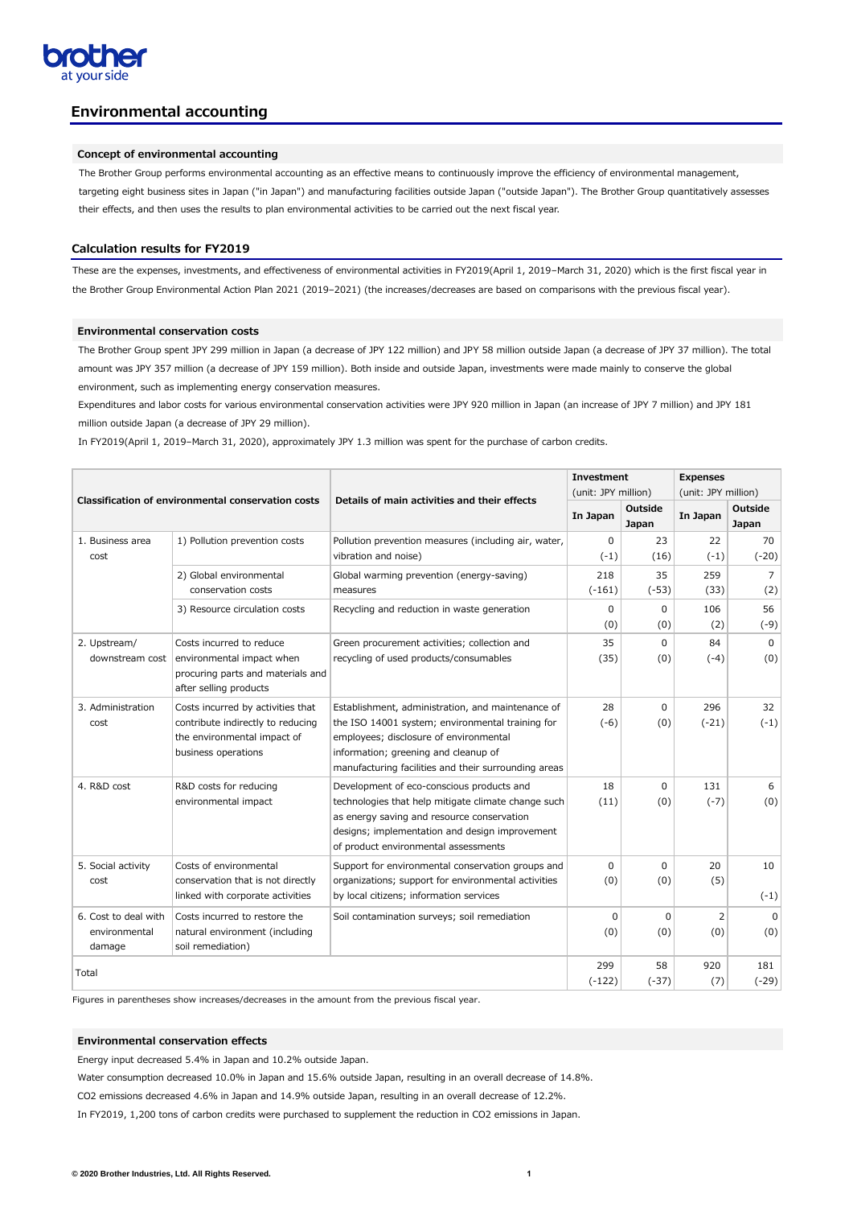# Environmental accounting

### Concept of environmental accounting

The Brother Group performs environmental accounting as an effective means to continuously improve the efficiency of environmental management, targeting eight business sites in Japan ("in Japan") and manufacturing facilities outside Japan ("outside Japan"). The Brother Group quantitatively assesses their effects, and then uses the results to plan environmental activities to be carried out the next fiscal year.

## Calculation results for FY2019

These are the expenses, investments, and effectiveness of environmental activities in FY2019(April 1, 2019–March 31, 2020) which is the first fiscal year in the Brother Group Environmental Action Plan 2021 (2019–2021) (the increases/decreases are based on comparisons with the previous fiscal year).

### Environmental conservation costs

The Brother Group spent JPY 299 million in Japan (a decrease of JPY 122 million) and JPY 58 million outside Japan (a decrease of JPY 37 million). The total amount was JPY 357 million (a decrease of JPY 159 million). Both inside and outside Japan, investments were made mainly to conserve the global environment, such as implementing energy conservation measures.

Expenditures and labor costs for various environmental conservation activities were JPY 920 million in Japan (an increase of JPY 7 million) and JPY 181 million outside Japan (a decrease of JPY 29 million).

In FY2019(April 1, 2019–March 31, 2020), approximately JPY 1.3 million was spent for the purchase of carbon credits.

| Classification of environmental conservation costs | | Details of main activities and their effects | Investment (unit: JPY million) | | Expenses (unit: JPY million) | |
|---|---|---|---|---|---|---|
| | | | In Japan | Outside Japan | In Japan | Outside Japan |
| 1. Business area cost | 1) Pollution prevention costs | Pollution prevention measures (including air, water, vibration and noise) | 0<br>(-1) | 23<br>(16) | 22<br>(-1) | 70<br>(-20) |
| | 2) Global environmental conservation costs | Global warming prevention (energy-saving) measures | 218<br>(-161) | 35<br>(-53) | 259<br>(33) | 7<br>(2) |
| | 3) Resource circulation costs | Recycling and reduction in waste generation | 0<br>(0) | 0<br>(0) | 106<br>(2) | 56<br>(-9) |
| 2. Upstream/ downstream cost | Costs incurred to reduce environmental impact when procuring parts and materials and after selling products | Green procurement activities; collection and recycling of used products/consumables | 35<br>(35) | 0<br>(0) | 84<br>(-4) | 0<br>(0) |
| 3. Administration cost | Costs incurred by activities that contribute indirectly to reducing the environmental impact of business operations | Establishment, administration, and maintenance of the ISO 14001 system; environmental training for employees; disclosure of environmental information; greening and cleanup of manufacturing facilities and their surrounding areas | 28<br>(-6) | 0<br>(0) | 296<br>(-21) | 32<br>(-1) |
| 4. R&D cost | R&D costs for reducing environmental impact | Development of eco-conscious products and technologies that help mitigate climate change such as energy saving and resource conservation designs; implementation and design improvement of product environmental assessments | 18<br>(11) | 0<br>(0) | 131<br>(-7) | 6<br>(0) |
| 5. Social activity cost | Costs of environmental conservation that is not directly linked with corporate activities | Support for environmental conservation groups and organizations; support for environmental activities by local citizens; information services | 0<br>(0) | 0<br>(0) | 20<br>(5) | 10<br>(-1) |
| 6. Cost to deal with environmental damage | Costs incurred to restore the natural environment (including soil remediation) | Soil contamination surveys; soil remediation | 0<br>(0) | 0<br>(0) | 2<br>(0) | 0<br>(0) |
| Total | | | 299<br>(-122) | 58<br>(-37) | 920<br>(7) | 181<br>(-29) |

Figures in parentheses show increases/decreases in the amount from the previous fiscal year.

### Environmental conservation effects

Energy input decreased 5.4% in Japan and 10.2% outside Japan.

Water consumption decreased 10.0% in Japan and 15.6% outside Japan, resulting in an overall decrease of 14.8%.

$CO_2$ emissions decreased 4.6% in Japan and 14.9% outside Japan, resulting in an overall decrease of 12.2%.

In FY2019, 1,200 tons of carbon credits were purchased to supplement the reduction in $CO_2$ emissions in Japan.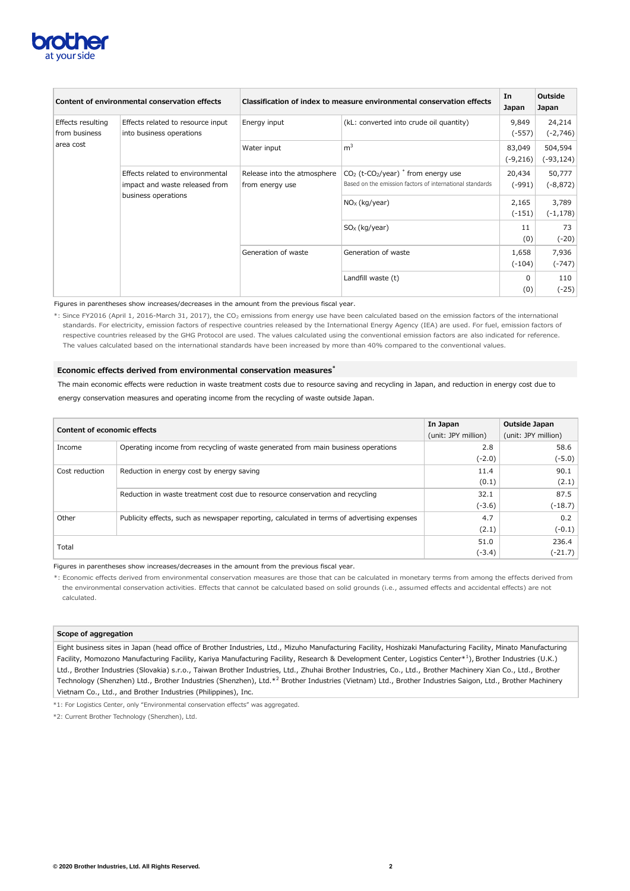| Content of environmental conservation effects | | Classification of index to measure environmental conservation effects | | In Japan | Outside Japan |
|---|---|---|---|---|---|
| Effects resulting from business area cost | Effects related to resource input into business operations | Energy input | (kL: converted into crude oil quantity) | 9,849 (-557) | 24,214 (-2,746) |
| | | Water input | $m^3$ | 83,049 (-9,216) | 504,594 (-93,124) |
| | Effects related to environmental impact and waste released from business operations | Release into the atmosphere from energy use | $CO_2$ (t-$CO_2$/year) * from energy use<br>Based on the emission factors of international standards | 20,434 (-991) | 50,777 (-8,872) |
| | | | $NO_X$ (kg/year) | 2,165 (-151) | 3,789 (-1,178) |
| | | | $SO_X$ (kg/year) | 11 (0) | 73 (-20) |
| | | Generation of waste | Generation of waste | 1,658 (-104) | 7,936 (-747) |
| | | | Landfill waste (t) | 0 (0) | 110 (-25) |

Figures in parentheses show increases/decreases in the amount from the previous fiscal year.

*: Since FY2016 (April 1, 2016-March 31, 2017), the $CO_2$ emissions from energy use have been calculated based on the emission factors of the international standards. For electricity, emission factors of respective countries released by the International Energy Agency (IEA) are used. For fuel, emission factors of respective countries released by the GHG Protocol are used. The values calculated using the conventional emission factors are also indicated for reference. The values calculated based on the international standards have been increased by more than 40% compared to the conventional values.

## Economic effects derived from environmental conservation measures*

The main economic effects were reduction in waste treatment costs due to resource saving and recycling in Japan, and reduction in energy cost due to energy conservation measures and operating income from the recycling of waste outside Japan.

| Content of economic effects | | In Japan (unit: JPY million) | Outside Japan (unit: JPY million) |
|---|---|---|---|
| Income | Operating income from recycling of waste generated from main business operations | 2.8 (-2.0) | 58.6 (-5.0) |
| Cost reduction | Reduction in energy cost by energy saving | 11.4 (0.1) | 90.1 (2.1) |
| | Reduction in waste treatment cost due to resource conservation and recycling | 32.1 (-3.6) | 87.5 (-18.7) |
| Other | Publicity effects, such as newspaper reporting, calculated in terms of advertising expenses | 4.7 (2.1) | 0.2 (-0.1) |
| Total | | 51.0 (-3.4) | 236.4 (-21.7) |

Figures in parentheses show increases/decreases in the amount from the previous fiscal year.

*: Economic effects derived from environmental conservation measures are those that can be calculated in monetary terms from among the effects derived from the environmental conservation activities. Effects that cannot be calculated based on solid grounds (i.e., assumed effects and accidental effects) are not calculated.

## Scope of aggregation

Eight business sites in Japan (head office of Brother Industries, Ltd., Mizuho Manufacturing Facility, Hoshizaki Manufacturing Facility, Minato Manufacturing Facility, Momozono Manufacturing Facility, Kariya Manufacturing Facility, Research & Development Center, Logistics Center*[1]), Brother Industries (U.K.) Ltd., Brother Industries (Slovakia) s.r.o., Taiwan Brother Industries, Ltd., Zhuhai Brother Industries, Co., Ltd., Brother Machinery Xian Co., Ltd., Brother Technology (Shenzhen) Ltd., Brother Industries (Shenzhen), Ltd.*[2] Brother Industries (Vietnam) Ltd., Brother Industries Saigon, Ltd., Brother Machinery Vietnam Co., Ltd., and Brother Industries (Philippines), Inc.

*1: For Logistics Center, only "Environmental conservation effects" was aggregated.

*2: Current Brother Technology (Shenzhen), Ltd.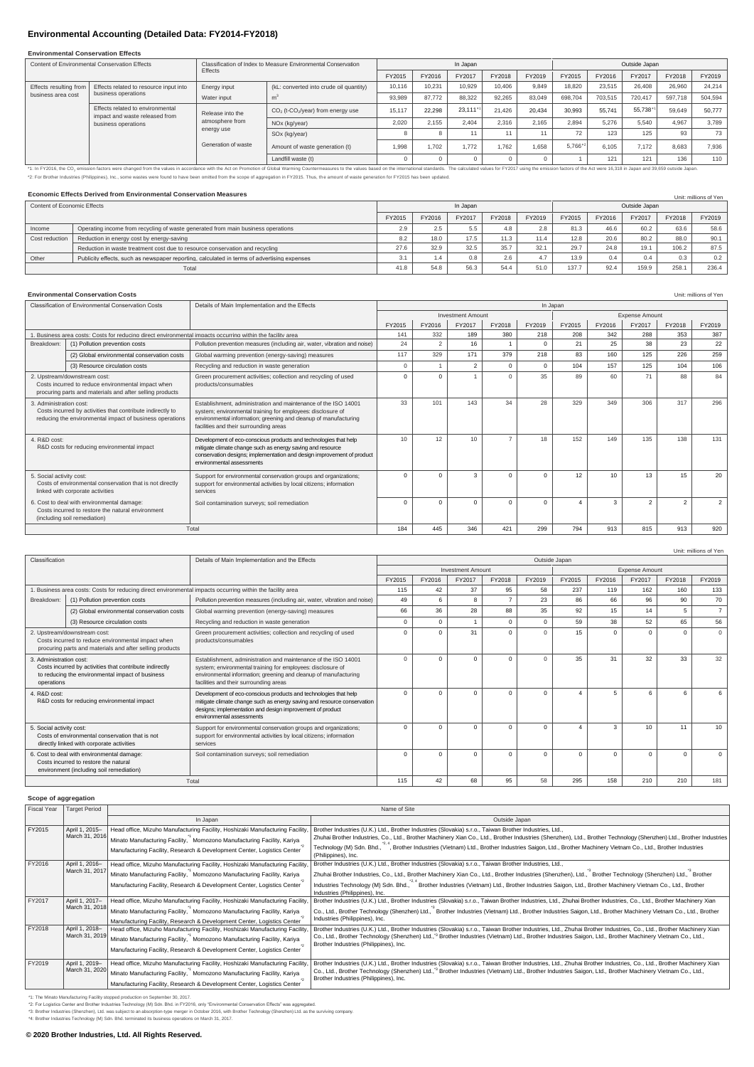# Environmental Accounting (Detailed Data: FY2014-FY2018)

### Environmental Conservation Effects

| Content of Environmental Conservation Effects | | Classification of Index to Measure Environmental Conservation Effects | | In Japan | | | | | Outside Japan | | | | |
|---|---|---|---|---|---|---|---|---|---|---|---|---|---|
| | | | | FY2015 | FY2016 | FY2017 | FY2018 | FY2019 | FY2015 | FY2016 | FY2017 | FY2018 | FY2019 |
| Effects resulting from business area cost | Effects related to resource input into business operations | Energy input | (kL: converted into crude oil quantity) | 10,116 | 10,231 | 10,929 | 10,406 | 9,849 | 18,820 | 23,515 | 26,408 | 26,960 | 24,214 |
| | | Water input | $m^3$ | 93,989 | 87,772 | 88,322 | 92,265 | 83,049 | 698,704 | 703,515 | 720,417 | 597,718 | 504,594 |
| | Effects related to environmental impact and waste released from business operations | Release into the atmosphere from energy use | $CO_2$ (t-$CO_2$/year) from energy use | 15,117 | 22,298 | 23,111*1 | 21,426 | 20,434 | 30,993 | 55,741 | 55,738*1 | 59,649 | 50,777 |
| | | | NOx (kg/year) | 2,020 | 2,155 | 2,404 | 2,316 | 2,165 | 2,894 | 5,276 | 5,540 | 4,967 | 3,789 |
| | | | SOx (kg/year) | 8 | 8 | 11 | 11 | 11 | 72 | 123 | 125 | 93 | 73 |
| | | Generation of waste | Amount of waste generation (t) | 1,998 | 1,702 | 1,772 | 1,762 | 1,658 | 5,766*2 | 6,105 | 7,172 | 8,683 | 7,936 |
| | | | Landfill waste (t) | 0 | 0 | 0 | 0 | 0 | 1 | 121 | 121 | 136 | 110 |

*1: In FY2018, the $CO_2$ emission factors were changed from the values in accordance with the Act on Promotion of Global Warming Countermeasures to the values based on the international standards. The calculated values for FY2017 using the emission factors of the Act were 16,318 in Japan and 39,659 outside Japan.

*2: For Brother Industries (Philippines), Inc., some wastes were found to have been omitted from the scope of aggregation in FY2015. Thus, the amount of waste generation for FY2015 has been updated.

### Economic Effects Derived from Environmental Conservation Measures

Unit: millions of Yen

| Content of Economic Effects | | In Japan | | | | | Outside Japan | | | | |
|---|---|---|---|---|---|---|---|---|---|---|---|
| | | FY2015 | FY2016 | FY2017 | FY2018 | FY2019 | FY2015 | FY2016 | FY2017 | FY2018 | FY2019 |
| Income | Operating income from recycling of waste generated from main business operations | 2.9 | 2.5 | 5.5 | 4.8 | 2.8 | 81.3 | 46.6 | 60.2 | 63.6 | 58.6 |
| Cost reduction | Reduction in energy cost by energy-saving | 8.2 | 18.0 | 17.5 | 11.3 | 11.4 | 12.8 | 20.6 | 80.2 | 88.0 | 90.1 |
| | Reduction in waste treatment cost due to resource conservation and recycling | 27.6 | 32.9 | 32.5 | 35.7 | 32.1 | 29.7 | 24.8 | 19.1 | 106.2 | 87.5 |
| Other | Publicity effects, such as newspaper reporting, calculated in terms of advertising expenses | 3.1 | 1.4 | 0.8 | 2.6 | 4.7 | 13.9 | 0.4 | 0.4 | 0.3 | 0.2 |
| Total | | 41.8 | 54.8 | 56.3 | 54.4 | 51.0 | 137.7 | 92.4 | 159.9 | 258.1 | 236.4 |

### Environmental Conservation Costs

Unit: millions of Yen

| Classification of Environmental Conservation Costs | | Details of Main Implementation and the Effects | In Japan | | | | | | | | | |
|---|---|---|---|---|---|---|---|---|---|---|---|---|
| | | | Investment Amount | | | | | Expense Amount | | | | |
| | | | FY2015 | FY2016 | FY2017 | FY2018 | FY2019 | FY2015 | FY2016 | FY2017 | FY2018 | FY2019 |
| 1. Business area costs: Costs for reducing direct environmental impacts occurring within the facility area | | | 141 | 332 | 189 | 380 | 218 | 208 | 342 | 288 | 353 | 387 |
| Breakdown: | (1) Pollution prevention costs | Pollution prevention measures (including air, water, vibration and noise) | 24 | 2 | 16 | 1 | 0 | 21 | 25 | 38 | 23 | 22 |
| | (2) Global environmental conservation costs | Global warming prevention (energy-saving) measures | 117 | 329 | 171 | 379 | 218 | 83 | 160 | 125 | 226 | 259 |
| | (3) Resource circulation costs | Recycling and reduction in waste generation | 0 | 1 | 2 | 0 | 0 | 104 | 157 | 125 | 104 | 106 |
| 2. Upstream/downstream cost: Costs incurred to reduce environmental impact when procuring parts and materials and after selling products | | Green procurement activities; collection and recycling of used products/consumables | 0 | 0 | 1 | 0 | 35 | 89 | 60 | 71 | 88 | 84 |
| 3. Administration cost: Costs incurred by activities that contribute indirectly to reducing the environmental impact of business operations | | Establishment, administration and maintenance of the ISO 14001 system; environmental training for employees: disclosure of environmental information; greening and cleanup of manufacturing facilities and their surrounding areas | 33 | 101 | 143 | 34 | 28 | 329 | 349 | 306 | 317 | 296 |
| 4. R&D cost: R&D costs for reducing environmental impact | | Development of eco-conscious products and technologies that help mitigate climate change such as energy saving and resource conservation designs; implementation and design improvement of product environmental assessments | 10 | 12 | 10 | 7 | 18 | 152 | 149 | 135 | 138 | 131 |
| 5. Social activity cost: Costs of environmental conservation that is not directly linked with corporate activities | | Support for environmental conservation groups and organizations; support for environmental activities by local citizens; information services | 0 | 0 | 3 | 0 | 0 | 12 | 10 | 13 | 15 | 20 |
| 6. Cost to deal with environmental damage: Costs incurred to restore the natural environment (including soil remediation) | | Soil contamination surveys; soil remediation | 0 | 0 | 0 | 0 | 0 | 4 | 3 | 2 | 2 | 2 |
| Total | | | 184 | 445 | 346 | 421 | 299 | 794 | 913 | 815 | 913 | 920 |

Unit: millions of Yen

| Classification | | Details of Main Implementation and the Effects | Outside Japan | | | | | | | | | |
|---|---|---|---|---|---|---|---|---|---|---|---|---|
| | | | Investment Amount | | | | | Expense Amount | | | | |
| | | | FY2015 | FY2016 | FY2017 | FY2018 | FY2019 | FY2015 | FY2016 | FY2017 | FY2018 | FY2019 |
| 1. Business area costs: Costs for reducing direct environmental impacts occurring within the facility area | | | 115 | 42 | 37 | 95 | 58 | 237 | 119 | 162 | 160 | 133 |
| Breakdown: | (1) Pollution prevention costs | Pollution prevention measures (including air, water, vibration and noise) | 49 | 6 | 8 | 7 | 23 | 86 | 66 | 96 | 90 | 70 |
| | (2) Global environmental conservation costs | Global warming prevention (energy-saving) measures | 66 | 36 | 28 | 88 | 35 | 92 | 15 | 14 | 5 | 7 |
| | (3) Resource circulation costs | Recycling and reduction in waste generation | 0 | 0 | 1 | 0 | 0 | 59 | 38 | 52 | 65 | 56 |
| 2. Upstream/downstream cost: Costs incurred to reduce environmental impact when procuring parts and materials and after selling products | | Green procurement activities; collection and recycling of used products/consumables | 0 | 0 | 31 | 0 | 0 | 15 | 0 | 0 | 0 | 0 |
| 3. Administration cost: Costs incurred by activities that contribute indirectly to reducing the environmental impact of business operations | | Establishment, administration and maintenance of the ISO 14001 system; environmental training for employees: disclosure of environmental information; greening and cleanup of manufacturing facilities and their surrounding areas | 0 | 0 | 0 | 0 | 0 | 35 | 31 | 32 | 33 | 32 |
| 4. R&D cost: R&D costs for reducing environmental impact | | Development of eco-conscious products and technologies that help mitigate climate change such as energy saving and resource conservation designs; implementation and design improvement of product environmental assessments | 0 | 0 | 0 | 0 | 0 | 4 | 5 | 6 | 6 | 6 |
| 5. Social activity cost: Costs of environmental conservation that is not directly linked with corporate activities | | Support for environmental conservation groups and organizations; support for environmental activities by local citizens; information services | 0 | 0 | 0 | 0 | 0 | 4 | 3 | 10 | 11 | 10 |
| 6. Cost to deal with environmental damage: Costs incurred to restore the natural environment (including soil remediation) | | Soil contamination surveys; soil remediation | 0 | 0 | 0 | 0 | 0 | 0 | 0 | 0 | 0 | 0 |
| Total | | | 115 | 42 | 68 | 95 | 58 | 295 | 158 | 210 | 210 | 181 |

### Scope of aggregation

| Fiscal Year | Target Period | Name of Site | |
|---|---|---|---|
| | | In Japan | Outside Japan |
| FY2015 | April 1, 2015–March 31, 2016 | Head office, Mizuho Manufacturing Facility, Hoshizaki Manufacturing Facility, Minato Manufacturing Facility,*1 Momozono Manufacturing Facility, Kariya Manufacturing Facility, Research & Development Center, Logistics Center*2 | Brother Industries (U.K.) Ltd., Brother Industries (Slovakia) s.r.o., Taiwan Brother Industries, Ltd., Zhuhai Brother Industries, Co., Ltd., Brother Machinery Xian Co., Ltd., Brother Industries (Shenzhen), Ltd., Brother Technology (Shenzhen) Ltd., Brother Industries Technology (M) Sdn. Bhd.,*2, 4 Brother Industries (Vietnam) Ltd., Brother Industries Saigon, Ltd., Brother Machinery Vietnam Co., Ltd., Brother Industries (Philippines), Inc. |
| FY2016 | April 1, 2016–March 31, 2017 | Head office, Mizuho Manufacturing Facility, Hoshizaki Manufacturing Facility, Minato Manufacturing Facility,*1 Momozono Manufacturing Facility, Kariya Manufacturing Facility, Research & Development Center, Logistics Center*2 | Brother Industries (U.K.) Ltd., Brother Industries (Slovakia) s.r.o., Taiwan Brother Industries, Ltd., Zhuhai Brother Industries, Co., Ltd., Brother Machinery Xian Co., Ltd., Brother Industries (Shenzhen), Ltd.,*3 Brother Technology (Shenzhen) Ltd.,*3 Brother Industries Technology (M) Sdn. Bhd.,*2, 4 Brother Industries (Vietnam) Ltd., Brother Industries Saigon, Ltd., Brother Machinery Vietnam Co., Ltd., Brother Industries (Philippines), Inc. |
| FY2017 | April 1, 2017–March 31, 2018 | Head office, Mizuho Manufacturing Facility, Hoshizaki Manufacturing Facility, Minato Manufacturing Facility,*1 Momozono Manufacturing Facility, Kariya Manufacturing Facility, Research & Development Center, Logistics Center*2 | Brother Industries (U.K.) Ltd., Brother Industries (Slovakia) s.r.o., Taiwan Brother Industries, Ltd., Zhuhai Brother Industries, Co., Ltd., Brother Machinery Xian Co., Ltd., Brother Technology (Shenzhen) Ltd.,*3 Brother Industries (Vietnam) Ltd., Brother Industries Saigon, Ltd., Brother Machinery Vietnam Co., Ltd., Brother Industries (Philippines), Inc. |
| FY2018 | April 1, 2018–March 31, 2019 | Head office, Mizuho Manufacturing Facility, Hoshizaki Manufacturing Facility, Minato Manufacturing Facility,*1 Momozono Manufacturing Facility, Kariya Manufacturing Facility, Research & Development Center, Logistics Center*2 | Brother Industries (U.K.) Ltd., Brother Industries (Slovakia) s.r.o., Taiwan Brother Industries, Ltd., Zhuhai Brother Industries, Co., Ltd., Brother Machinery Xian Co., Ltd., Brother Technology (Shenzhen) Ltd.,*3 Brother Industries (Vietnam) Ltd., Brother Industries Saigon, Ltd., Brother Machinery Vietnam Co., Ltd., Brother Industries (Philippines), Inc. |
| FY2019 | April 1, 2019–March 31, 2020 | Head office, Mizuho Manufacturing Facility, Hoshizaki Manufacturing Facility, Minato Manufacturing Facility,*1 Momozono Manufacturing Facility, Kariya Manufacturing Facility, Research & Development Center, Logistics Center*2 | Brother Industries (U.K.) Ltd., Brother Industries (Slovakia) s.r.o., Taiwan Brother Industries, Ltd., Zhuhai Brother Industries, Co., Ltd., Brother Machinery Xian Co., Ltd., Brother Technology (Shenzhen) Ltd.,*3 Brother Industries (Vietnam) Ltd., Brother Industries Saigon, Ltd., Brother Machinery Vietnam Co., Ltd., Brother Industries (Philippines), Inc. |

*1: The Minato Manufacturing Facility stopped production on September 30, 2017.

*2: For Logistics Center and Brother Industries Technology (M) Sdn. Bhd. in FY2016, only "Environmental Conservation Effects" was aggregated.

*3: Brother Industries (Shenzhen), Ltd. was subject to an absorption-type merger in October 2016, with Brother Technology (Shenzhen) Ltd. as the surviving company.

*4: Brother Industries Technology (M) Sdn. Bhd. terminated its business operations on March 31, 2017.

**© 2020 Brother Industries, Ltd. All Rights Reserved.**